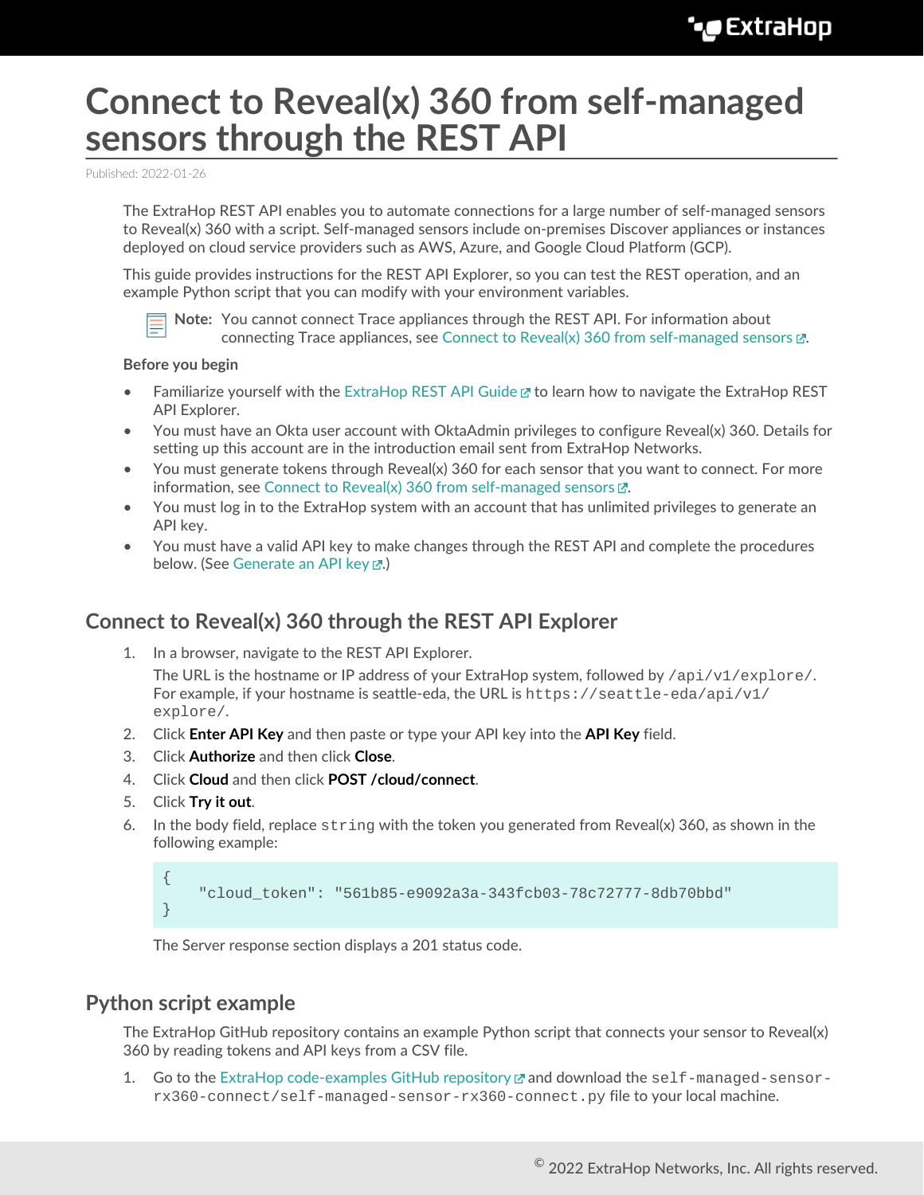# Connect to Reveal(x) 360 from self-managed sensors through the REST API

Published: 2022-01-26

The ExtraHop REST API enables you to automate connections for a large number of self-managed sensors to Reveal(x) 360 with a script. Self-managed sensors include on-premises Discover appliances or instances deployed on cloud service providers such as AWS, Azure, and Google Cloud Platform (GCP).

This guide provides instructions for the REST API Explorer, so you can test the REST operation, and an example Python script that you can modify with your environment variables.

**Note:** You cannot connect Trace appliances through the REST API. For information about connecting Trace appliances, see Connect to Reveal(x) 360 from self-managed sensors.

**Before you begin**

- Familiarize yourself with the ExtraHop REST API Guide to learn how to navigate the ExtraHop REST API Explorer.
- You must have an Okta user account with OktaAdmin privileges to configure Reveal(x) 360. Details for setting up this account are in the introduction email sent from ExtraHop Networks.
- You must generate tokens through Reveal(x) 360 for each sensor that you want to connect. For more information, see Connect to Reveal(x) 360 from self-managed sensors.
- You must log in to the ExtraHop system with an account that has unlimited privileges to generate an API key.
- You must have a valid API key to make changes through the REST API and complete the procedures below. (See Generate an API key.)

## Connect to Reveal(x) 360 through the REST API Explorer

1. In a browser, navigate to the REST API Explorer.

   The URL is the hostname or IP address of your ExtraHop system, followed by `/api/v1/explore/`. For example, if your hostname is seattle-eda, the URL is `https://seattle-eda/api/v1/explore/`.
2. Click **Enter API Key** and then paste or type your API key into the **API Key** field.
3. Click **Authorize** and then click **Close**.
4. Click **Cloud** and then click **POST /cloud/connect**.
5. Click **Try it out**.
6. In the body field, replace `string` with the token you generated from Reveal(x) 360, as shown in the following example:

   ```
   {
       "cloud_token": "561b85-e9092a3a-343fcb03-78c72777-8db70bbd"
   }
   ```

   The Server response section displays a 201 status code.

## Python script example

The ExtraHop GitHub repository contains an example Python script that connects your sensor to Reveal(x) 360 by reading tokens and API keys from a CSV file.

1. Go to the ExtraHop code-examples GitHub repository and download the `self-managed-sensor-rx360-connect/self-managed-sensor-rx360-connect.py` file to your local machine.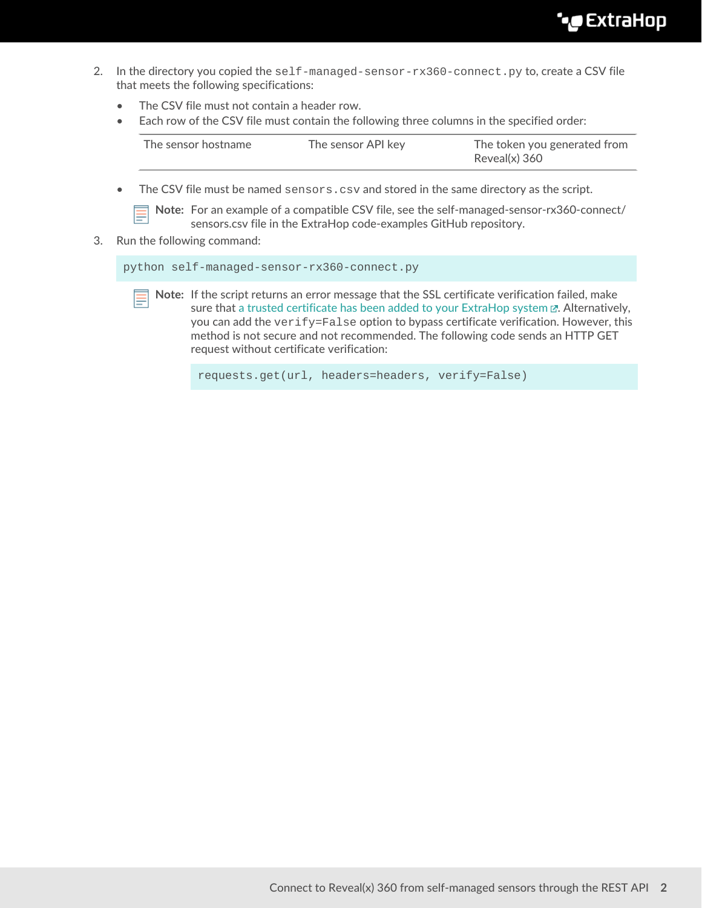2. In the directory you copied the `self-managed-sensor-rx360-connect.py` to, create a CSV file that meets the following specifications:

   - The CSV file must not contain a header row.
   - Each row of the CSV file must contain the following three columns in the specified order:

     | | | |
     |---|---|---|
     | The sensor hostname | The sensor API key | The token you generated from Reveal(x) 360 |

   - The CSV file must be named `sensors.csv` and stored in the same directory as the script.

     **Note:** For an example of a compatible CSV file, see the self-managed-sensor-rx360-connect/sensors.csv file in the ExtraHop code-examples GitHub repository.

3. Run the following command:

   ```
   python self-managed-sensor-rx360-connect.py
   ```

   **Note:** If the script returns an error message that the SSL certificate verification failed, make sure that a trusted certificate has been added to your ExtraHop system. Alternatively, you can add the `verify=False` option to bypass certificate verification. However, this method is not secure and not recommended. The following code sends an HTTP GET request without certificate verification:

   ```
   requests.get(url, headers=headers, verify=False)
   ```